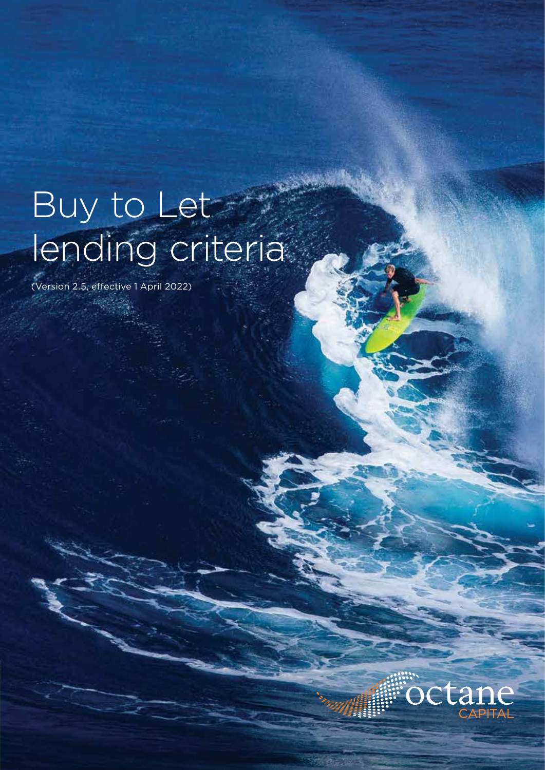# Buy to Let lending criteria

(Version 2.5, effective 1 April 2022)

octane CAPITAL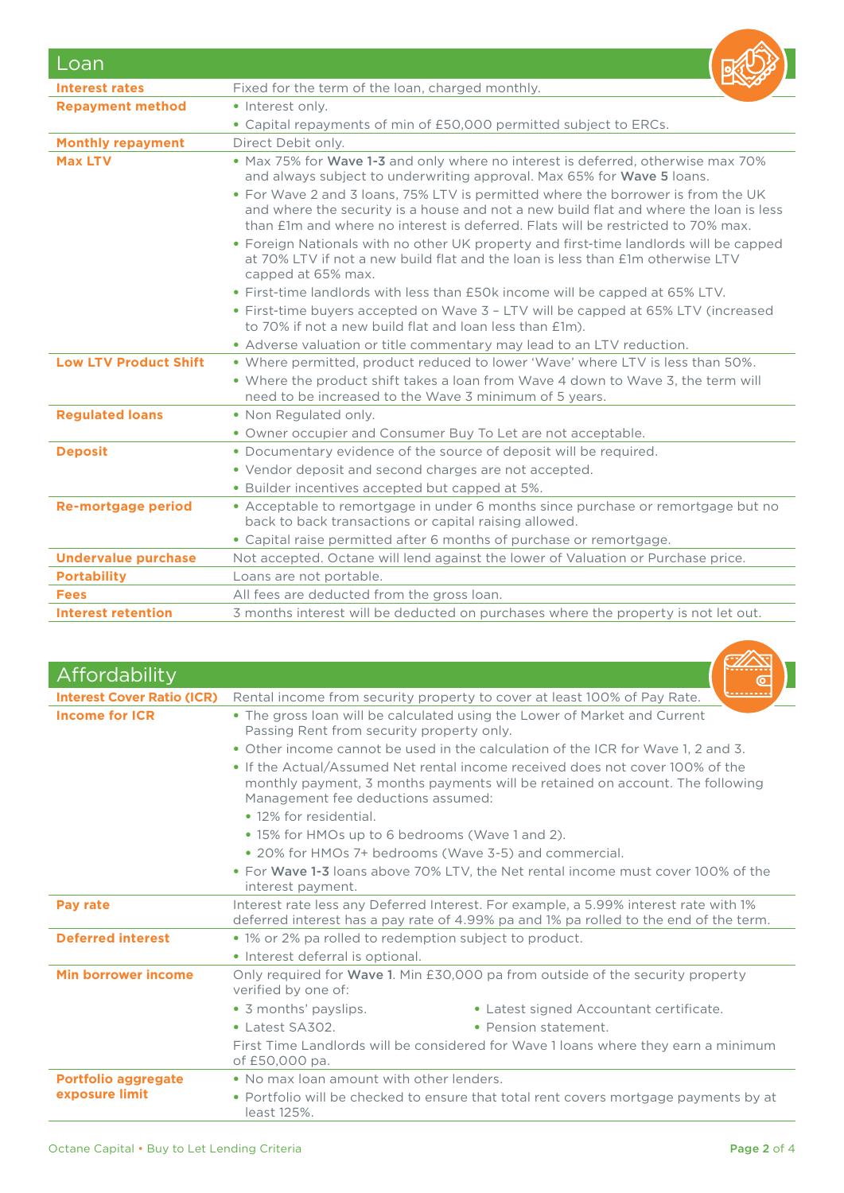## Loan

| | |
|---|---|
| **Interest rates** | Fixed for the term of the loan, charged monthly. |
| **Repayment method** | • Interest only.<br>• Capital repayments of min of £50,000 permitted subject to ERCs. |
| **Monthly repayment** | Direct Debit only. |
| **Max LTV** | • Max 75% for **Wave 1-3** and only where no interest is deferred, otherwise max 70% and always subject to underwriting approval. Max 65% for **Wave 5** loans.<br>• For Wave 2 and 3 loans, 75% LTV is permitted where the borrower is from the UK and where the security is a house and not a new build flat and where the loan is less than £1m and where no interest is deferred. Flats will be restricted to 70% max.<br>• Foreign Nationals with no other UK property and first-time landlords will be capped at 70% LTV if not a new build flat and the loan is less than £1m otherwise LTV capped at 65% max.<br>• First-time landlords with less than £50k income will be capped at 65% LTV.<br>• First-time buyers accepted on Wave 3 – LTV will be capped at 65% LTV (increased to 70% if not a new build flat and loan less than £1m).<br>• Adverse valuation or title commentary may lead to an LTV reduction. |
| **Low LTV Product Shift** | • Where permitted, product reduced to lower 'Wave' where LTV is less than 50%.<br>• Where the product shift takes a loan from Wave 4 down to Wave 3, the term will need to be increased to the Wave 3 minimum of 5 years. |
| **Regulated loans** | • Non Regulated only.<br>• Owner occupier and Consumer Buy To Let are not acceptable. |
| **Deposit** | • Documentary evidence of the source of deposit will be required.<br>• Vendor deposit and second charges are not accepted.<br>• Builder incentives accepted but capped at 5%. |
| **Re-mortgage period** | • Acceptable to remortgage in under 6 months since purchase or remortgage but no back to back transactions or capital raising allowed.<br>• Capital raise permitted after 6 months of purchase or remortgage. |
| **Undervalue purchase** | Not accepted. Octane will lend against the lower of Valuation or Purchase price. |
| **Portability** | Loans are not portable. |
| **Fees** | All fees are deducted from the gross loan. |
| **Interest retention** | 3 months interest will be deducted on purchases where the property is not let out. |

## Affordability

| | |
|---|---|
| **Interest Cover Ratio (ICR)** | Rental income from security property to cover at least 100% of Pay Rate. |
| **Income for ICR** | • The gross loan will be calculated using the Lower of Market and Current Passing Rent from security property only.<br>• Other income cannot be used in the calculation of the ICR for Wave 1, 2 and 3.<br>• If the Actual/Assumed Net rental income received does not cover 100% of the monthly payment, 3 months payments will be retained on account. The following Management fee deductions assumed:<br>  • 12% for residential.<br>  • 15% for HMOs up to 6 bedrooms (Wave 1 and 2).<br>  • 20% for HMOs 7+ bedrooms (Wave 3-5) and commercial.<br>• For **Wave 1-3** loans above 70% LTV, the Net rental income must cover 100% of the interest payment. |
| **Pay rate** | Interest rate less any Deferred Interest. For example, a 5.99% interest rate with 1% deferred interest has a pay rate of 4.99% pa and 1% pa rolled to the end of the term. |
| **Deferred interest** | • 1% or 2% pa rolled to redemption subject to product.<br>• Interest deferral is optional. |
| **Min borrower income** | Only required for **Wave 1**. Min £30,000 pa from outside of the security property verified by one of:<br>• 3 months' payslips.<br>• Latest SA302.<br>• Latest signed Accountant certificate.<br>• Pension statement.<br>First Time Landlords will be considered for Wave 1 loans where they earn a minimum of £50,000 pa. |
| **Portfolio aggregate exposure limit** | • No max loan amount with other lenders.<br>• Portfolio will be checked to ensure that total rent covers mortgage payments by at least 125%. |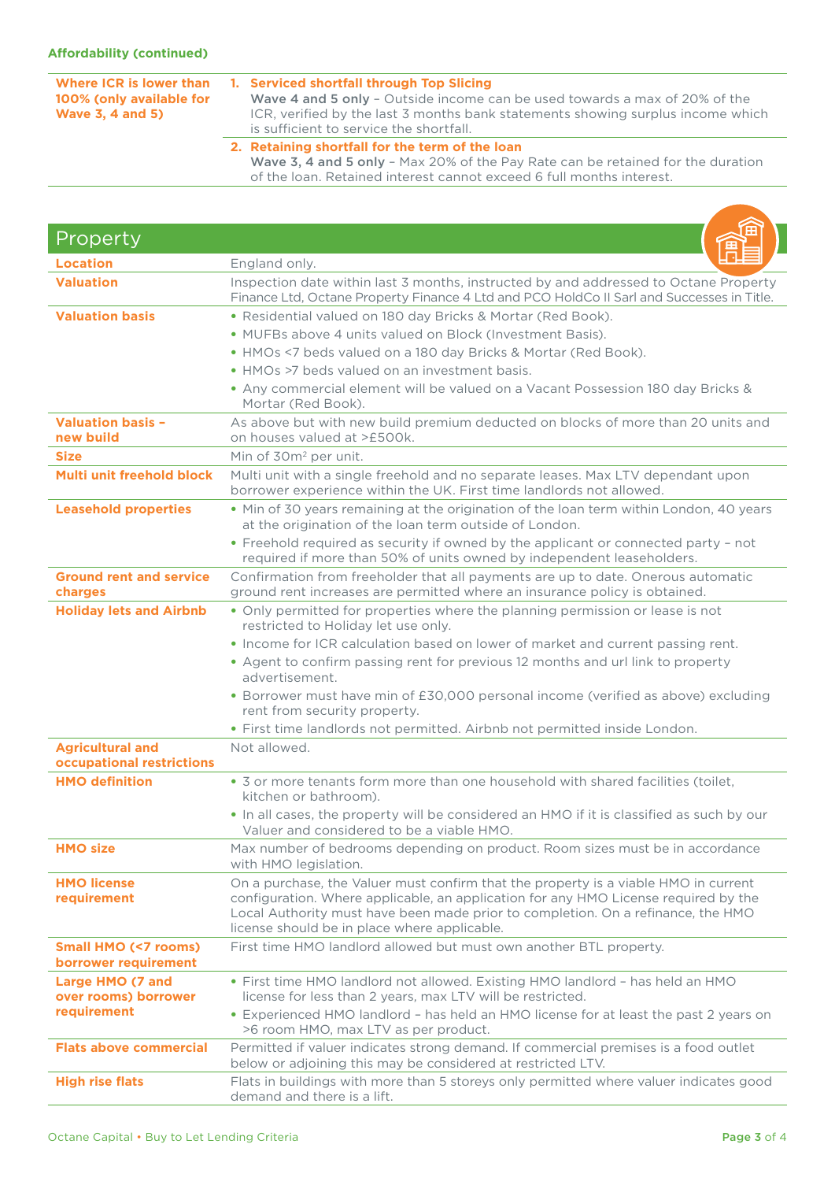**Affordability (continued)**

| | |
|---|---|
| **Where ICR is lower than 100% (only available for Wave 3, 4 and 5)** | **1. Serviced shortfall through Top Slicing**<br>**Wave 4 and 5 only** – Outside income can be used towards a max of 20% of the ICR, verified by the last 3 months bank statements showing surplus income which is sufficient to service the shortfall. |
| | **2. Retaining shortfall for the term of the loan**<br>**Wave 3, 4 and 5 only** – Max 20% of the Pay Rate can be retained for the duration of the loan. Retained interest cannot exceed 6 full months interest. |

## Property

| | |
|---|---|
| **Location** | England only. |
| **Valuation** | Inspection date within last 3 months, instructed by and addressed to Octane Property Finance Ltd, Octane Property Finance 4 Ltd and PCO HoldCo II Sarl and Successes in Title. |
| **Valuation basis** | • Residential valued on 180 day Bricks & Mortar (Red Book).<br>• MUFBs above 4 units valued on Block (Investment Basis).<br>• HMOs <7 beds valued on a 180 day Bricks & Mortar (Red Book).<br>• HMOs >7 beds valued on an investment basis.<br>• Any commercial element will be valued on a Vacant Possession 180 day Bricks & Mortar (Red Book). |
| **Valuation basis – new build** | As above but with new build premium deducted on blocks of more than 20 units and on houses valued at >£500k. |
| **Size** | Min of 30m² per unit. |
| **Multi unit freehold block** | Multi unit with a single freehold and no separate leases. Max LTV dependant upon borrower experience within the UK. First time landlords not allowed. |
| **Leasehold properties** | • Min of 30 years remaining at the origination of the loan term within London, 40 years at the origination of the loan term outside of London.<br>• Freehold required as security if owned by the applicant or connected party – not required if more than 50% of units owned by independent leaseholders. |
| **Ground rent and service charges** | Confirmation from freeholder that all payments are up to date. Onerous automatic ground rent increases are permitted where an insurance policy is obtained. |
| **Holiday lets and Airbnb** | • Only permitted for properties where the planning permission or lease is not restricted to Holiday let use only.<br>• Income for ICR calculation based on lower of market and current passing rent.<br>• Agent to confirm passing rent for previous 12 months and url link to property advertisement.<br>• Borrower must have min of £30,000 personal income (verified as above) excluding rent from security property.<br>• First time landlords not permitted. Airbnb not permitted inside London. |
| **Agricultural and occupational restrictions** | Not allowed. |
| **HMO definition** | • 3 or more tenants form more than one household with shared facilities (toilet, kitchen or bathroom).<br>• In all cases, the property will be considered an HMO if it is classified as such by our Valuer and considered to be a viable HMO. |
| **HMO size** | Max number of bedrooms depending on product. Room sizes must be in accordance with HMO legislation. |
| **HMO license requirement** | On a purchase, the Valuer must confirm that the property is a viable HMO in current configuration. Where applicable, an application for any HMO License required by the Local Authority must have been made prior to completion. On a refinance, the HMO license should be in place where applicable. |
| **Small HMO (<7 rooms) borrower requirement** | First time HMO landlord allowed but must own another BTL property. |
| **Large HMO (7 and over rooms) borrower requirement** | • First time HMO landlord not allowed. Existing HMO landlord – has held an HMO license for less than 2 years, max LTV will be restricted.<br>• Experienced HMO landlord – has held an HMO license for at least the past 2 years on >6 room HMO, max LTV as per product. |
| **Flats above commercial** | Permitted if valuer indicates strong demand. If commercial premises is a food outlet below or adjoining this may be considered at restricted LTV. |
| **High rise flats** | Flats in buildings with more than 5 storeys only permitted where valuer indicates good demand and there is a lift. |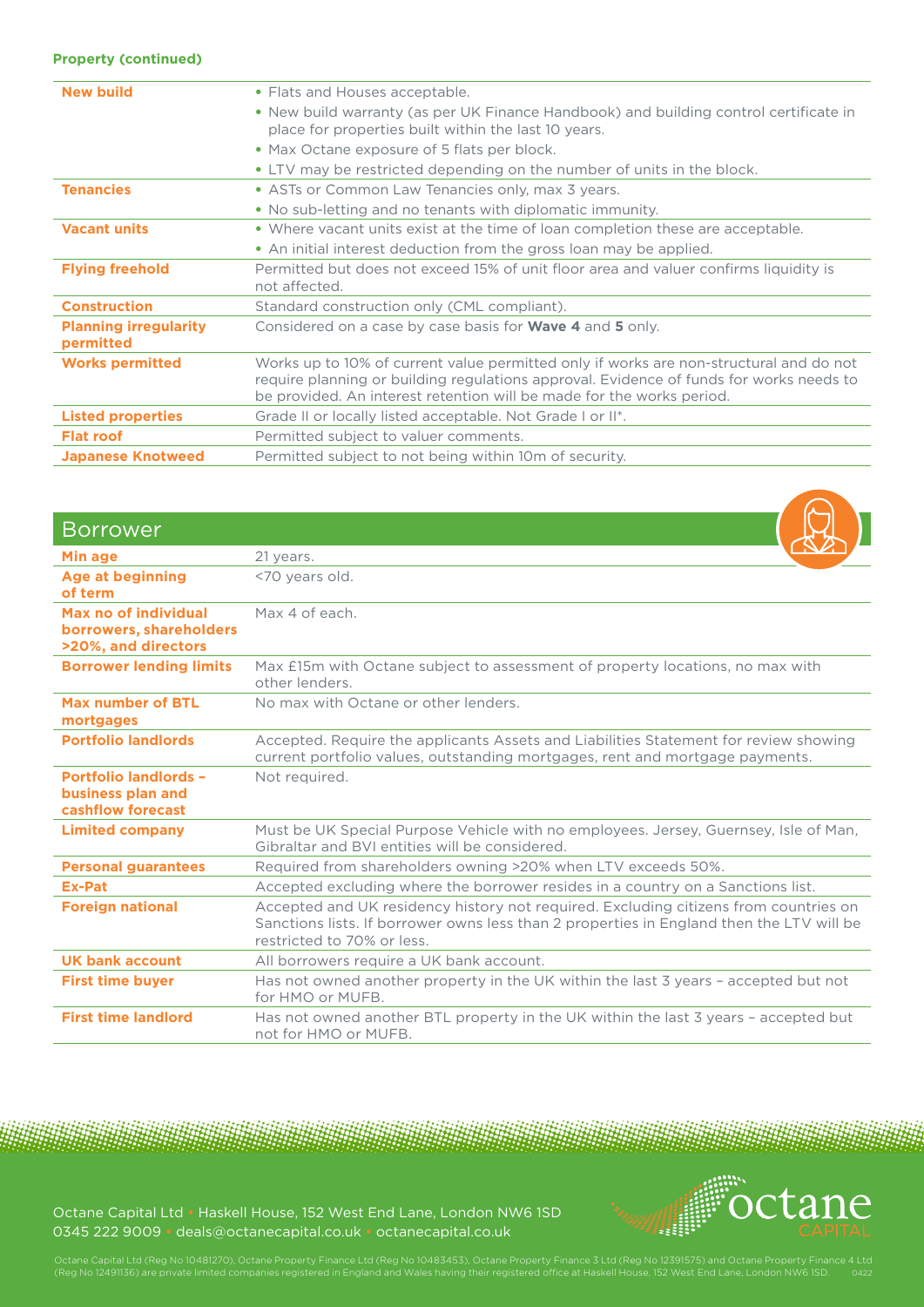**Property (continued)**

| | |
|---|---|
| **New build** | • Flats and Houses acceptable.<br>• New build warranty (as per UK Finance Handbook) and building control certificate in place for properties built within the last 10 years.<br>• Max Octane exposure of 5 flats per block.<br>• LTV may be restricted depending on the number of units in the block. |
| **Tenancies** | • ASTs or Common Law Tenancies only, max 3 years.<br>• No sub-letting and no tenants with diplomatic immunity. |
| **Vacant units** | • Where vacant units exist at the time of loan completion these are acceptable.<br>• An initial interest deduction from the gross loan may be applied. |
| **Flying freehold** | Permitted but does not exceed 15% of unit floor area and valuer confirms liquidity is not affected. |
| **Construction** | Standard construction only (CML compliant). |
| **Planning irregularity permitted** | Considered on a case by case basis for **Wave 4** and **5** only. |
| **Works permitted** | Works up to 10% of current value permitted only if works are non-structural and do not require planning or building regulations approval. Evidence of funds for works needs to be provided. An interest retention will be made for the works period. |
| **Listed properties** | Grade II or locally listed acceptable. Not Grade I or II*. |
| **Flat roof** | Permitted subject to valuer comments. |
| **Japanese Knotweed** | Permitted subject to not being within 10m of security. |

## Borrower

| | |
|---|---|
| **Min age** | 21 years. |
| **Age at beginning of term** | <70 years old. |
| **Max no of individual borrowers, shareholders >20%, and directors** | Max 4 of each. |
| **Borrower lending limits** | Max £15m with Octane subject to assessment of property locations, no max with other lenders. |
| **Max number of BTL mortgages** | No max with Octane or other lenders. |
| **Portfolio landlords** | Accepted. Require the applicants Assets and Liabilities Statement for review showing current portfolio values, outstanding mortgages, rent and mortgage payments. |
| **Portfolio landlords – business plan and cashflow forecast** | Not required. |
| **Limited company** | Must be UK Special Purpose Vehicle with no employees. Jersey, Guernsey, Isle of Man, Gibraltar and BVI entities will be considered. |
| **Personal guarantees** | Required from shareholders owning >20% when LTV exceeds 50%. |
| **Ex-Pat** | Accepted excluding where the borrower resides in a country on a Sanctions list. |
| **Foreign national** | Accepted and UK residency history not required. Excluding citizens from countries on Sanctions lists. If borrower owns less than 2 properties in England then the LTV will be restricted to 70% or less. |
| **UK bank account** | All borrowers require a UK bank account. |
| **First time buyer** | Has not owned another property in the UK within the last 3 years – accepted but not for HMO or MUFB. |
| **First time landlord** | Has not owned another BTL property in the UK within the last 3 years – accepted but not for HMO or MUFB. |

Octane Capital Ltd • Haskell House, 152 West End Lane, London NW6 1SD
0345 222 9009 • deals@octanecapital.co.uk • octanecapital.co.uk

octane CAPITAL

Octane Capital Ltd (Reg No 10481270), Octane Property Finance Ltd (Reg No 10483453), Octane Property Finance 3 Ltd (Reg No 12391575) and Octane Property Finance 4 Ltd (Reg No 12491136) are private limited companies registered in England and Wales having their registered office at Haskell House, 152 West End Lane, London NW6 1SD. 0422